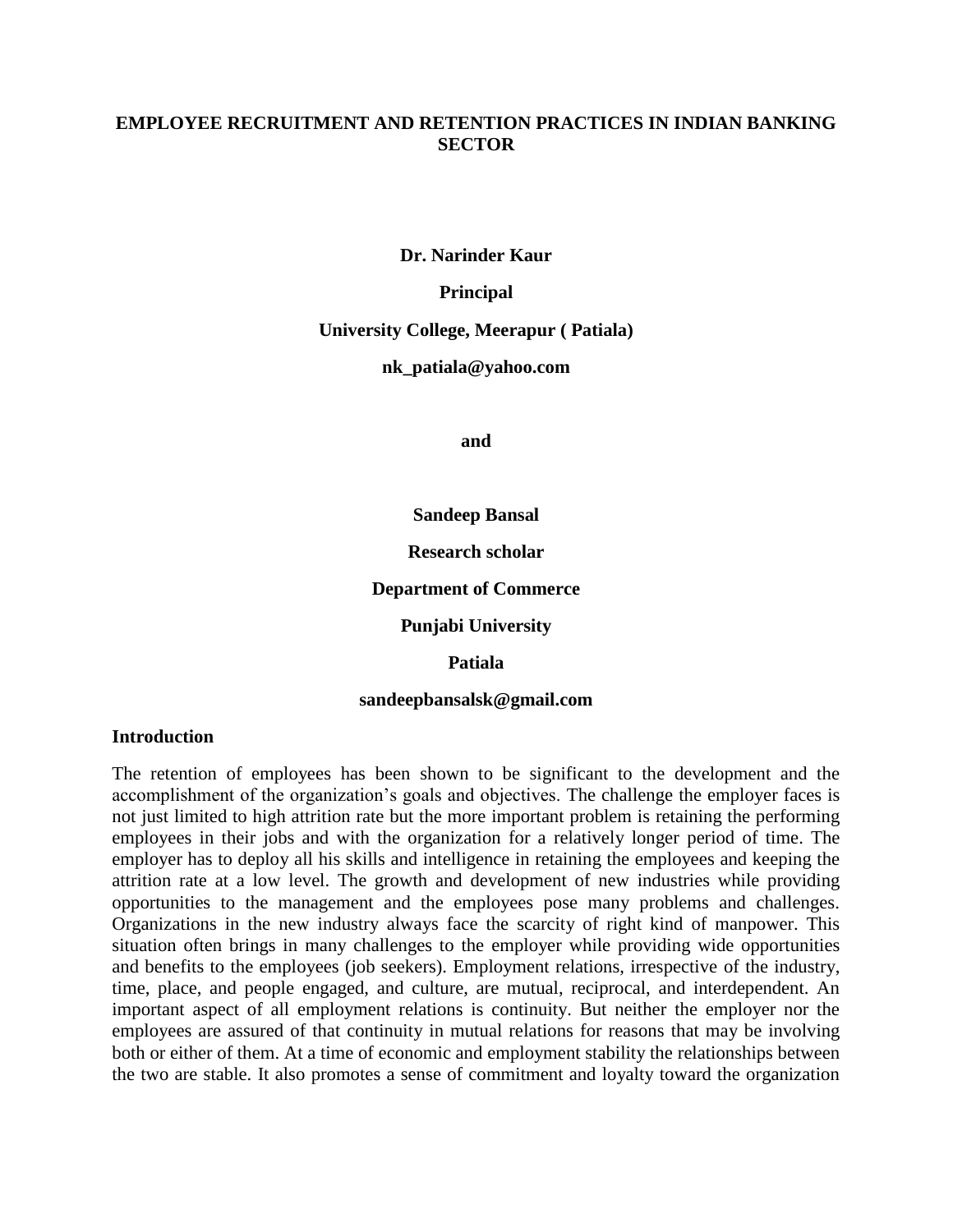# EMPLOYEE RECRUITMENT AND RETENTION PRACTICES IN INDIAN BANKING SECTOR

**Dr. Narinder Kaur**

**Principal**

**University College, Meerapur ( Patiala)**

**nk_patiala@yahoo.com**

**and**

**Sandeep Bansal**

**Research scholar**

**Department of Commerce**

**Punjabi University**

**Patiala**

**sandeepbansalsk@gmail.com**

## Introduction

The retention of employees has been shown to be significant to the development and the accomplishment of the organization's goals and objectives. The challenge the employer faces is not just limited to high attrition rate but the more important problem is retaining the performing employees in their jobs and with the organization for a relatively longer period of time. The employer has to deploy all his skills and intelligence in retaining the employees and keeping the attrition rate at a low level. The growth and development of new industries while providing opportunities to the management and the employees pose many problems and challenges. Organizations in the new industry always face the scarcity of right kind of manpower. This situation often brings in many challenges to the employer while providing wide opportunities and benefits to the employees (job seekers). Employment relations, irrespective of the industry, time, place, and people engaged, and culture, are mutual, reciprocal, and interdependent. An important aspect of all employment relations is continuity. But neither the employer nor the employees are assured of that continuity in mutual relations for reasons that may be involving both or either of them. At a time of economic and employment stability the relationships between the two are stable. It also promotes a sense of commitment and loyalty toward the organization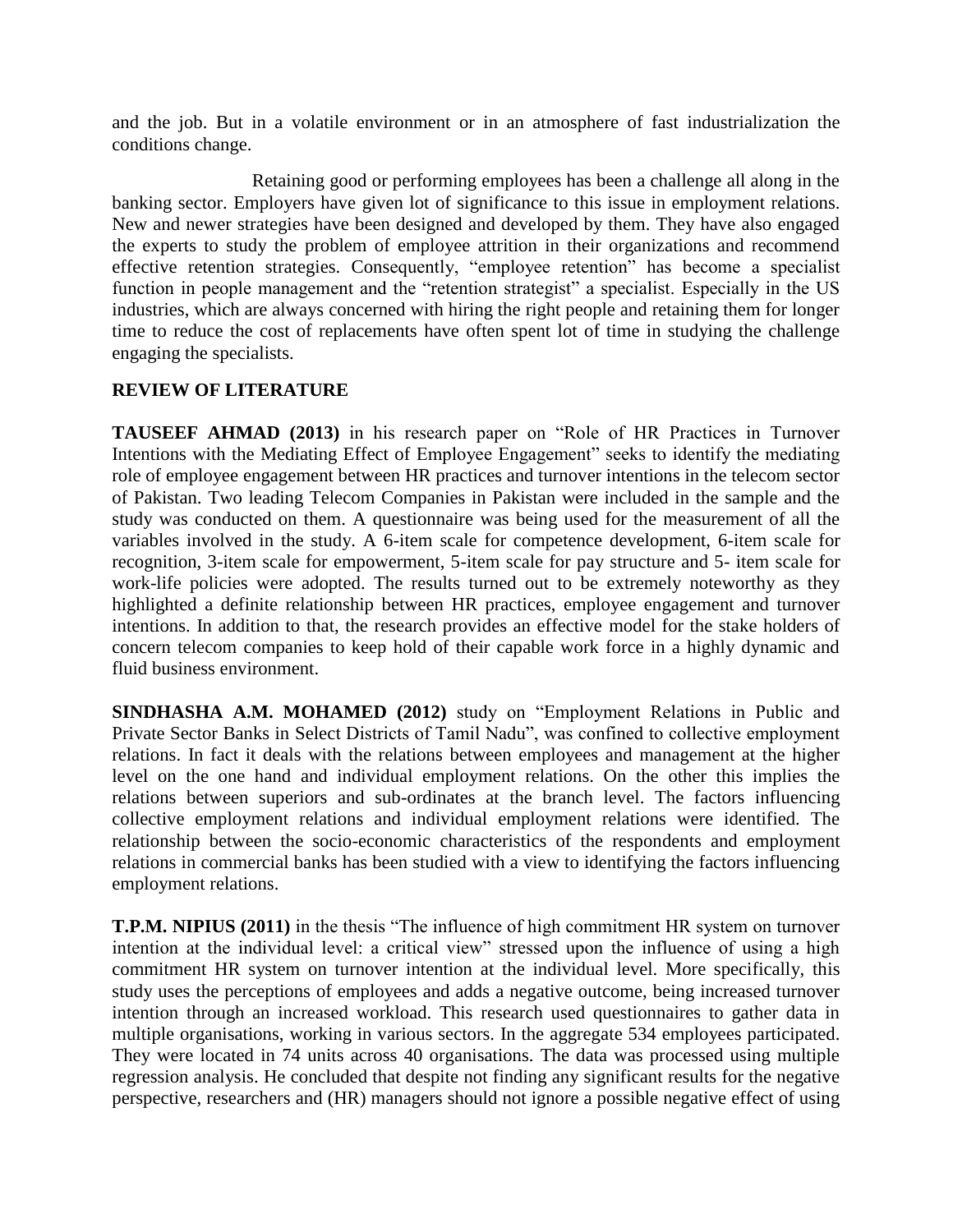and the job. But in a volatile environment or in an atmosphere of fast industrialization the conditions change.

Retaining good or performing employees has been a challenge all along in the banking sector. Employers have given lot of significance to this issue in employment relations. New and newer strategies have been designed and developed by them. They have also engaged the experts to study the problem of employee attrition in their organizations and recommend effective retention strategies. Consequently, "employee retention" has become a specialist function in people management and the "retention strategist" a specialist. Especially in the US industries, which are always concerned with hiring the right people and retaining them for longer time to reduce the cost of replacements have often spent lot of time in studying the challenge engaging the specialists.

## REVIEW OF LITERATURE

**TAUSEEF AHMAD (2013)** in his research paper on "Role of HR Practices in Turnover Intentions with the Mediating Effect of Employee Engagement" seeks to identify the mediating role of employee engagement between HR practices and turnover intentions in the telecom sector of Pakistan. Two leading Telecom Companies in Pakistan were included in the sample and the study was conducted on them. A questionnaire was being used for the measurement of all the variables involved in the study. A 6-item scale for competence development, 6-item scale for recognition, 3-item scale for empowerment, 5-item scale for pay structure and 5- item scale for work-life policies were adopted. The results turned out to be extremely noteworthy as they highlighted a definite relationship between HR practices, employee engagement and turnover intentions. In addition to that, the research provides an effective model for the stake holders of concern telecom companies to keep hold of their capable work force in a highly dynamic and fluid business environment.

**SINDHASHA A.M. MOHAMED (2012)** study on "Employment Relations in Public and Private Sector Banks in Select Districts of Tamil Nadu", was confined to collective employment relations. In fact it deals with the relations between employees and management at the higher level on the one hand and individual employment relations. On the other this implies the relations between superiors and sub-ordinates at the branch level. The factors influencing collective employment relations and individual employment relations were identified. The relationship between the socio-economic characteristics of the respondents and employment relations in commercial banks has been studied with a view to identifying the factors influencing employment relations.

**T.P.M. NIPIUS (2011)** in the thesis "The influence of high commitment HR system on turnover intention at the individual level: a critical view" stressed upon the influence of using a high commitment HR system on turnover intention at the individual level. More specifically, this study uses the perceptions of employees and adds a negative outcome, being increased turnover intention through an increased workload. This research used questionnaires to gather data in multiple organisations, working in various sectors. In the aggregate 534 employees participated. They were located in 74 units across 40 organisations. The data was processed using multiple regression analysis. He concluded that despite not finding any significant results for the negative perspective, researchers and (HR) managers should not ignore a possible negative effect of using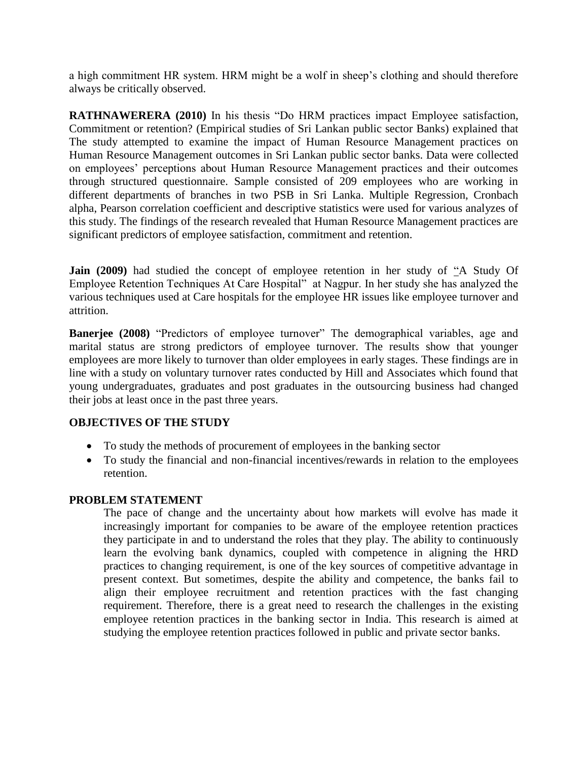a high commitment HR system. HRM might be a wolf in sheep's clothing and should therefore always be critically observed.

**RATHNAWERERA (2010)** In his thesis "Do HRM practices impact Employee satisfaction, Commitment or retention? (Empirical studies of Sri Lankan public sector Banks) explained that The study attempted to examine the impact of Human Resource Management practices on Human Resource Management outcomes in Sri Lankan public sector banks. Data were collected on employees' perceptions about Human Resource Management practices and their outcomes through structured questionnaire. Sample consisted of 209 employees who are working in different departments of branches in two PSB in Sri Lanka. Multiple Regression, Cronbach alpha, Pearson correlation coefficient and descriptive statistics were used for various analyzes of this study. The findings of the research revealed that Human Resource Management practices are significant predictors of employee satisfaction, commitment and retention.

**Jain (2009)** had studied the concept of employee retention in her study of "A Study Of Employee Retention Techniques At Care Hospital" at Nagpur. In her study she has analyzed the various techniques used at Care hospitals for the employee HR issues like employee turnover and attrition.

**Banerjee (2008)** "Predictors of employee turnover" The demographical variables, age and marital status are strong predictors of employee turnover. The results show that younger employees are more likely to turnover than older employees in early stages. These findings are in line with a study on voluntary turnover rates conducted by Hill and Associates which found that young undergraduates, graduates and post graduates in the outsourcing business had changed their jobs at least once in the past three years.

**OBJECTIVES OF THE STUDY**

- To study the methods of procurement of employees in the banking sector
- To study the financial and non-financial incentives/rewards in relation to the employees retention.

**PROBLEM STATEMENT**

The pace of change and the uncertainty about how markets will evolve has made it increasingly important for companies to be aware of the employee retention practices they participate in and to understand the roles that they play. The ability to continuously learn the evolving bank dynamics, coupled with competence in aligning the HRD practices to changing requirement, is one of the key sources of competitive advantage in present context. But sometimes, despite the ability and competence, the banks fail to align their employee recruitment and retention practices with the fast changing requirement. Therefore, there is a great need to research the challenges in the existing employee retention practices in the banking sector in India. This research is aimed at studying the employee retention practices followed in public and private sector banks.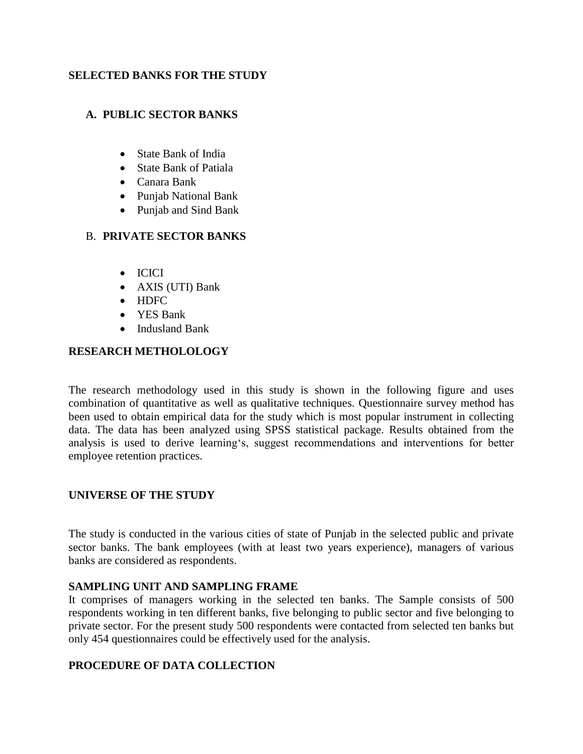## SELECTED BANKS FOR THE STUDY

### A. PUBLIC SECTOR BANKS

- State Bank of India
- State Bank of Patiala
- Canara Bank
- Punjab National Bank
- Punjab and Sind Bank

### B. PRIVATE SECTOR BANKS

- ICICI
- AXIS (UTI) Bank
- HDFC
- YES Bank
- Indusland Bank

## RESEARCH METHOLOLOGY

The research methodology used in this study is shown in the following figure and uses combination of quantitative as well as qualitative techniques. Questionnaire survey method has been used to obtain empirical data for the study which is most popular instrument in collecting data. The data has been analyzed using SPSS statistical package. Results obtained from the analysis is used to derive learning‘s, suggest recommendations and interventions for better employee retention practices.

## UNIVERSE OF THE STUDY

The study is conducted in the various cities of state of Punjab in the selected public and private sector banks. The bank employees (with at least two years experience), managers of various banks are considered as respondents.

## SAMPLING UNIT AND SAMPLING FRAME

It comprises of managers working in the selected ten banks. The Sample consists of 500 respondents working in ten different banks, five belonging to public sector and five belonging to private sector. For the present study 500 respondents were contacted from selected ten banks but only 454 questionnaires could be effectively used for the analysis.

## PROCEDURE OF DATA COLLECTION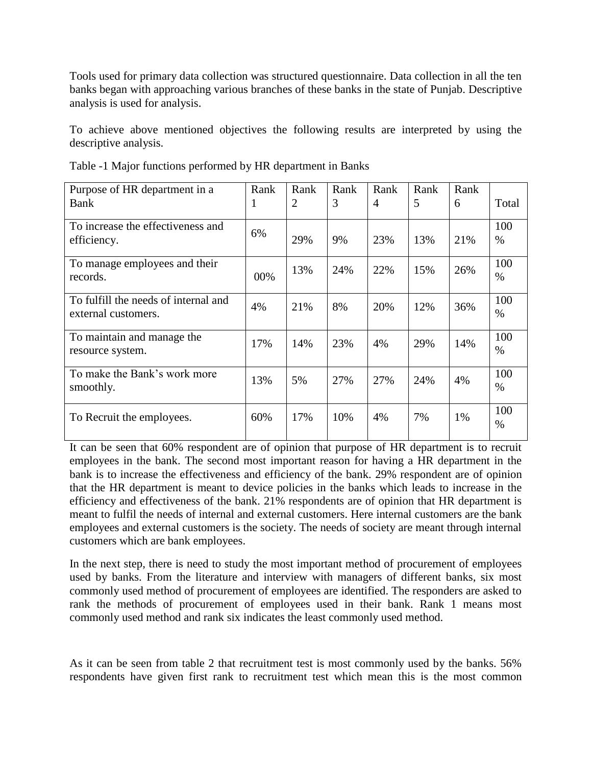Tools used for primary data collection was structured questionnaire. Data collection in all the ten banks began with approaching various branches of these banks in the state of Punjab. Descriptive analysis is used for analysis.

To achieve above mentioned objectives the following results are interpreted by using the descriptive analysis.

Table -1 Major functions performed by HR department in Banks

| Purpose of HR department in a Bank | Rank 1 | Rank 2 | Rank 3 | Rank 4 | Rank 5 | Rank 6 | Total |
|---|---|---|---|---|---|---|---|
| To increase the effectiveness and efficiency. | 6% | 29% | 9% | 23% | 13% | 21% | 100 % |
| To manage employees and their records. | 00% | 13% | 24% | 22% | 15% | 26% | 100 % |
| To fulfill the needs of internal and external customers. | 4% | 21% | 8% | 20% | 12% | 36% | 100 % |
| To maintain and manage the resource system. | 17% | 14% | 23% | 4% | 29% | 14% | 100 % |
| To make the Bank's work more smoothly. | 13% | 5% | 27% | 27% | 24% | 4% | 100 % |
| To Recruit the employees. | 60% | 17% | 10% | 4% | 7% | 1% | 100 % |

It can be seen that 60% respondent are of opinion that purpose of HR department is to recruit employees in the bank. The second most important reason for having a HR department in the bank is to increase the effectiveness and efficiency of the bank. 29% respondent are of opinion that the HR department is meant to device policies in the banks which leads to increase in the efficiency and effectiveness of the bank. 21% respondents are of opinion that HR department is meant to fulfil the needs of internal and external customers. Here internal customers are the bank employees and external customers is the society. The needs of society are meant through internal customers which are bank employees.

In the next step, there is need to study the most important method of procurement of employees used by banks. From the literature and interview with managers of different banks, six most commonly used method of procurement of employees are identified. The responders are asked to rank the methods of procurement of employees used in their bank. Rank 1 means most commonly used method and rank six indicates the least commonly used method.

As it can be seen from table 2 that recruitment test is most commonly used by the banks. 56% respondents have given first rank to recruitment test which mean this is the most common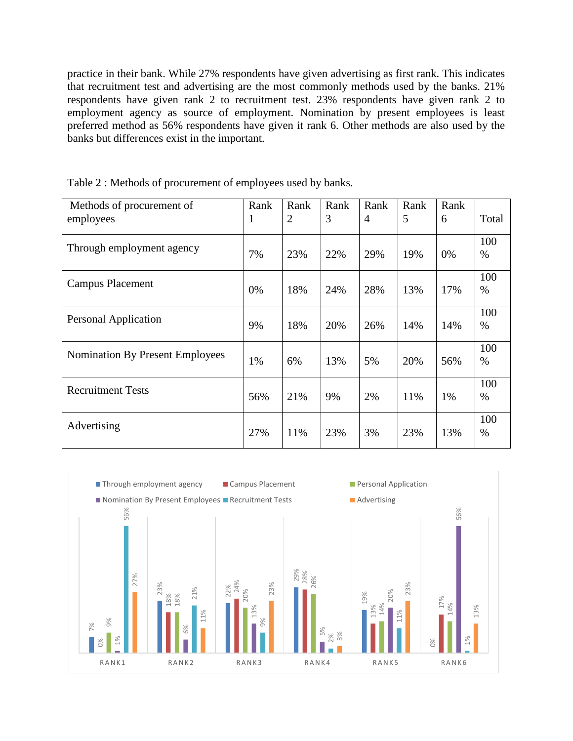practice in their bank. While 27% respondents have given advertising as first rank. This indicates that recruitment test and advertising are the most commonly methods used by the banks. 21% respondents have given rank 2 to recruitment test. 23% respondents have given rank 2 to employment agency as source of employment. Nomination by present employees is least preferred method as 56% respondents have given it rank 6. Other methods are also used by the banks but differences exist in the important.

Table 2 : Methods of procurement of employees used by banks.

| Methods of procurement of employees | Rank 1 | Rank 2 | Rank 3 | Rank 4 | Rank 5 | Rank 6 | Total |
|---|---|---|---|---|---|---|---|
| Through employment agency | 7% | 23% | 22% | 29% | 19% | 0% | 100 % |
| Campus Placement | 0% | 18% | 24% | 28% | 13% | 17% | 100 % |
| Personal Application | 9% | 18% | 20% | 26% | 14% | 14% | 100 % |
| Nomination By Present Employees | 1% | 6% | 13% | 5% | 20% | 56% | 100 % |
| Recruitment Tests | 56% | 21% | 9% | 2% | 11% | 1% | 100 % |
| Advertising | 27% | 11% | 23% | 3% | 23% | 13% | 100 % |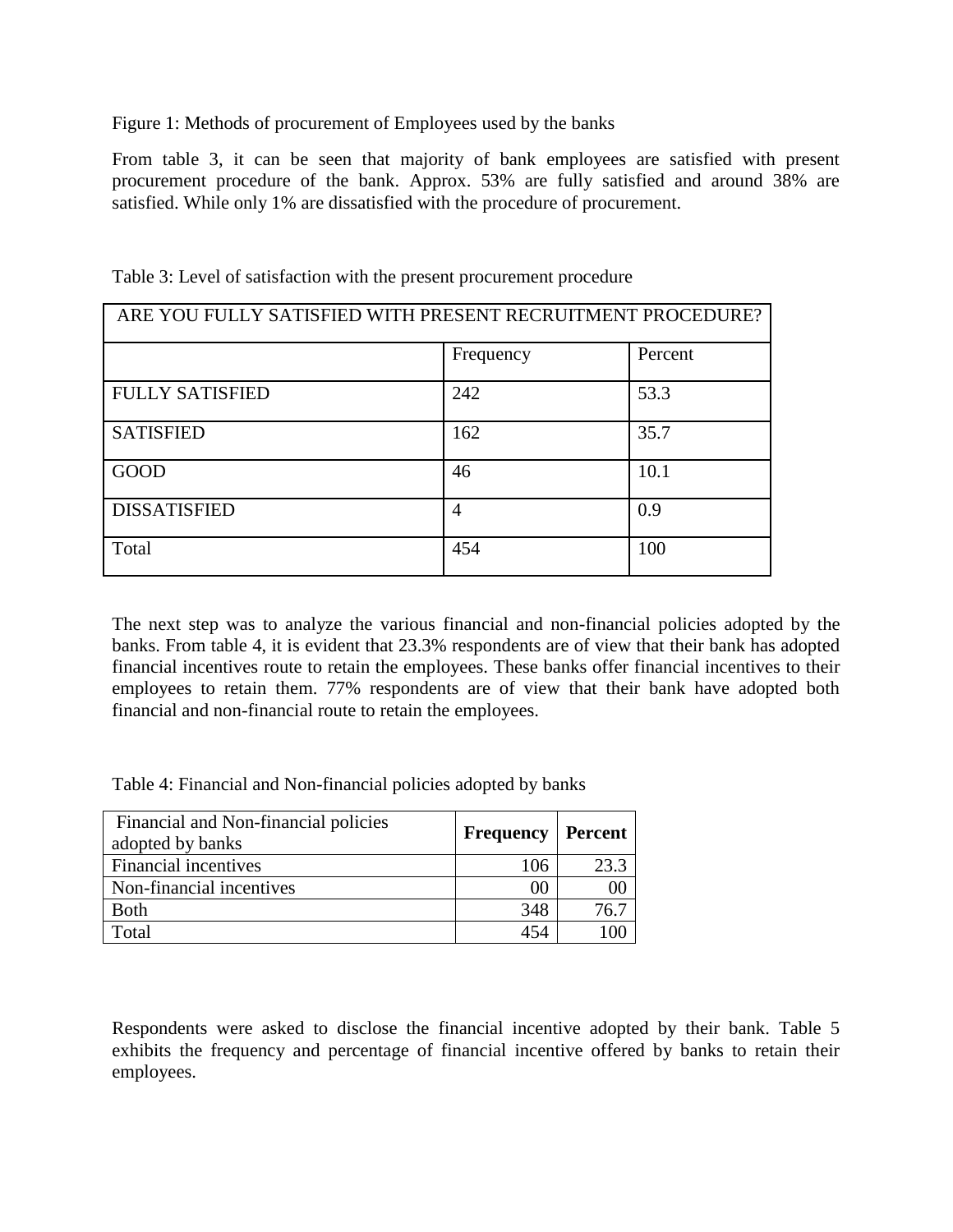Figure 1: Methods of procurement of Employees used by the banks

From table 3, it can be seen that majority of bank employees are satisfied with present procurement procedure of the bank. Approx. 53% are fully satisfied and around 38% are satisfied. While only 1% are dissatisfied with the procedure of procurement.

Table 3: Level of satisfaction with the present procurement procedure

| ARE YOU FULLY SATISFIED WITH PRESENT RECRUITMENT PROCEDURE? | | |
|---|---|---|
| | Frequency | Percent |
| FULLY SATISFIED | 242 | 53.3 |
| SATISFIED | 162 | 35.7 |
| GOOD | 46 | 10.1 |
| DISSATISFIED | 4 | 0.9 |
| Total | 454 | 100 |

The next step was to analyze the various financial and non-financial policies adopted by the banks. From table 4, it is evident that 23.3% respondents are of view that their bank has adopted financial incentives route to retain the employees. These banks offer financial incentives to their employees to retain them. 77% respondents are of view that their bank have adopted both financial and non-financial route to retain the employees.

Table 4: Financial and Non-financial policies adopted by banks

| Financial and Non-financial policies adopted by banks | **Frequency** | **Percent** |
|---|---|---|
| Financial incentives | 106 | 23.3 |
| Non-financial incentives | 00 | 00 |
| Both | 348 | 76.7 |
| Total | 454 | 100 |

Respondents were asked to disclose the financial incentive adopted by their bank. Table 5 exhibits the frequency and percentage of financial incentive offered by banks to retain their employees.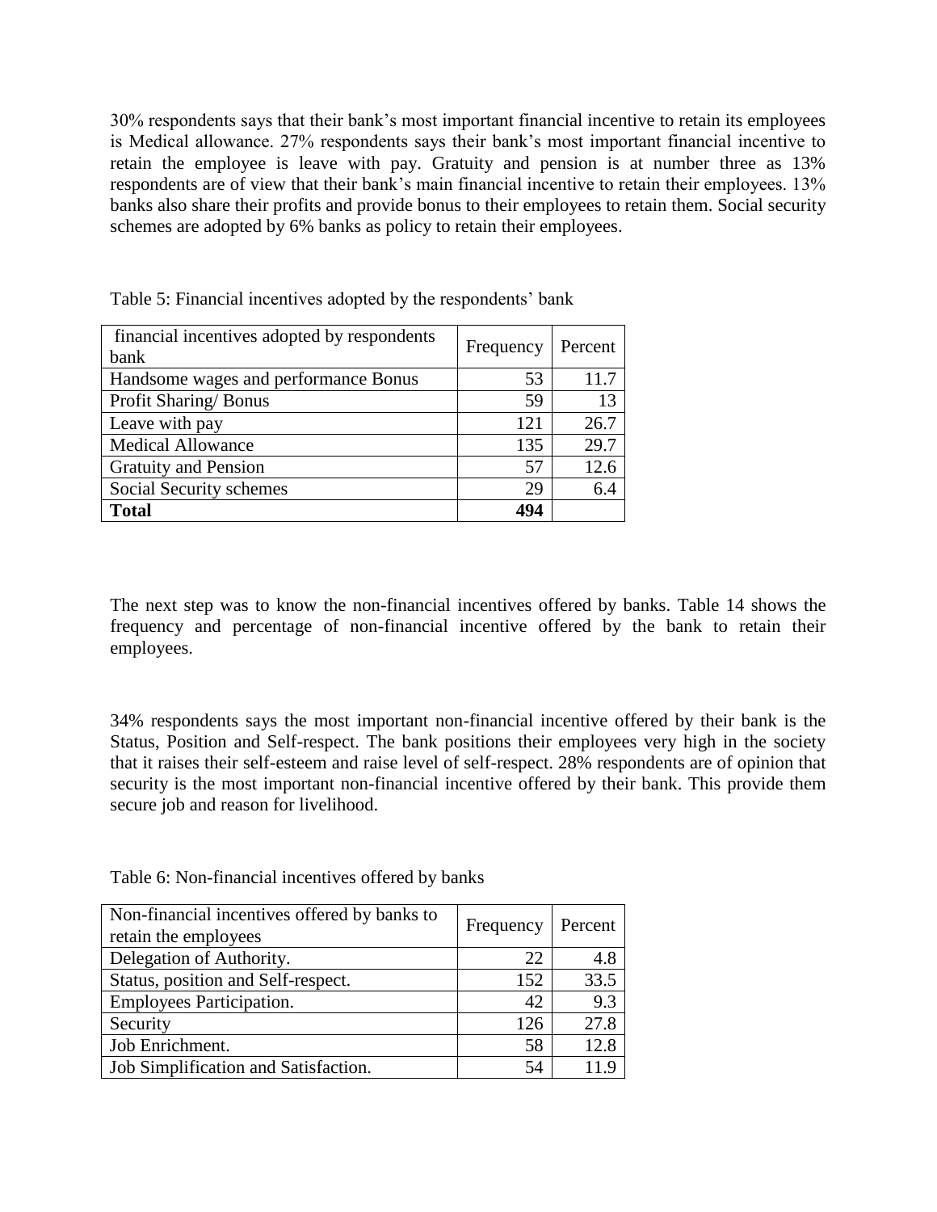30% respondents says that their bank's most important financial incentive to retain its employees is Medical allowance. 27% respondents says their bank's most important financial incentive to retain the employee is leave with pay. Gratuity and pension is at number three as 13% respondents are of view that their bank's main financial incentive to retain their employees. 13% banks also share their profits and provide bonus to their employees to retain them. Social security schemes are adopted by 6% banks as policy to retain their employees.

Table 5: Financial incentives adopted by the respondents' bank

| financial incentives adopted by respondents bank | Frequency | Percent |
|---|---|---|
| Handsome wages and performance Bonus | 53 | 11.7 |
| Profit Sharing/ Bonus | 59 | 13 |
| Leave with pay | 121 | 26.7 |
| Medical Allowance | 135 | 29.7 |
| Gratuity and Pension | 57 | 12.6 |
| Social Security schemes | 29 | 6.4 |
| **Total** | **494** | |

The next step was to know the non-financial incentives offered by banks. Table 14 shows the frequency and percentage of non-financial incentive offered by the bank to retain their employees.

34% respondents says the most important non-financial incentive offered by their bank is the Status, Position and Self-respect. The bank positions their employees very high in the society that it raises their self-esteem and raise level of self-respect. 28% respondents are of opinion that security is the most important non-financial incentive offered by their bank. This provide them secure job and reason for livelihood.

Table 6: Non-financial incentives offered by banks

| Non-financial incentives offered by banks to retain the employees | Frequency | Percent |
|---|---|---|
| Delegation of Authority. | 22 | 4.8 |
| Status, position and Self-respect. | 152 | 33.5 |
| Employees Participation. | 42 | 9.3 |
| Security | 126 | 27.8 |
| Job Enrichment. | 58 | 12.8 |
| Job Simplification and Satisfaction. | 54 | 11.9 |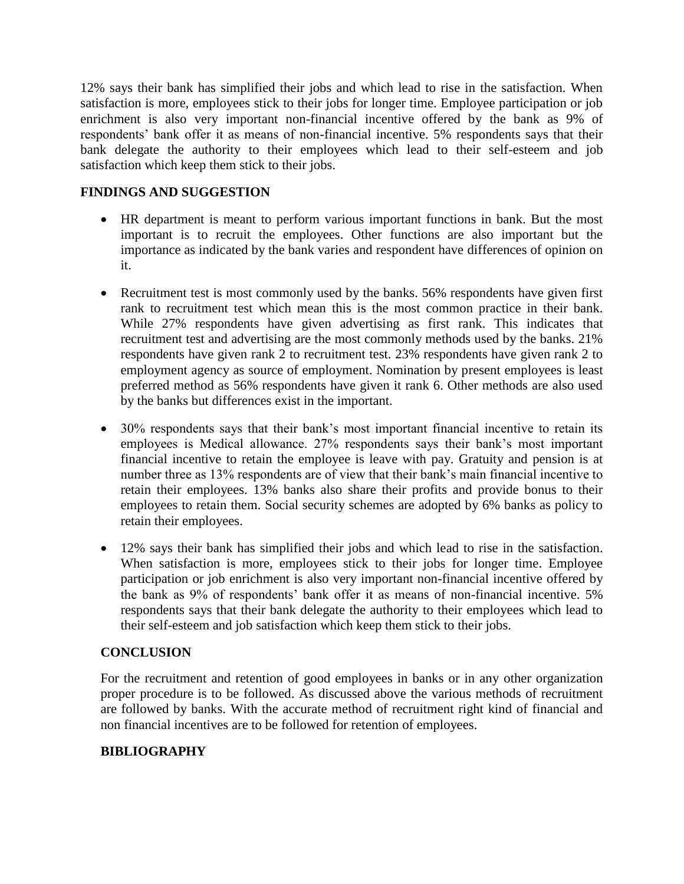12% says their bank has simplified their jobs and which lead to rise in the satisfaction. When satisfaction is more, employees stick to their jobs for longer time. Employee participation or job enrichment is also very important non-financial incentive offered by the bank as 9% of respondents' bank offer it as means of non-financial incentive. 5% respondents says that their bank delegate the authority to their employees which lead to their self-esteem and job satisfaction which keep them stick to their jobs.

## FINDINGS AND SUGGESTION

- HR department is meant to perform various important functions in bank. But the most important is to recruit the employees. Other functions are also important but the importance as indicated by the bank varies and respondent have differences of opinion on it.
- Recruitment test is most commonly used by the banks. 56% respondents have given first rank to recruitment test which mean this is the most common practice in their bank. While 27% respondents have given advertising as first rank. This indicates that recruitment test and advertising are the most commonly methods used by the banks. 21% respondents have given rank 2 to recruitment test. 23% respondents have given rank 2 to employment agency as source of employment. Nomination by present employees is least preferred method as 56% respondents have given it rank 6. Other methods are also used by the banks but differences exist in the important.
- 30% respondents says that their bank's most important financial incentive to retain its employees is Medical allowance. 27% respondents says their bank's most important financial incentive to retain the employee is leave with pay. Gratuity and pension is at number three as 13% respondents are of view that their bank's main financial incentive to retain their employees. 13% banks also share their profits and provide bonus to their employees to retain them. Social security schemes are adopted by 6% banks as policy to retain their employees.
- 12% says their bank has simplified their jobs and which lead to rise in the satisfaction. When satisfaction is more, employees stick to their jobs for longer time. Employee participation or job enrichment is also very important non-financial incentive offered by the bank as 9% of respondents' bank offer it as means of non-financial incentive. 5% respondents says that their bank delegate the authority to their employees which lead to their self-esteem and job satisfaction which keep them stick to their jobs.

## CONCLUSION

For the recruitment and retention of good employees in banks or in any other organization proper procedure is to be followed. As discussed above the various methods of recruitment are followed by banks. With the accurate method of recruitment right kind of financial and non financial incentives are to be followed for retention of employees.

## BIBLIOGRAPHY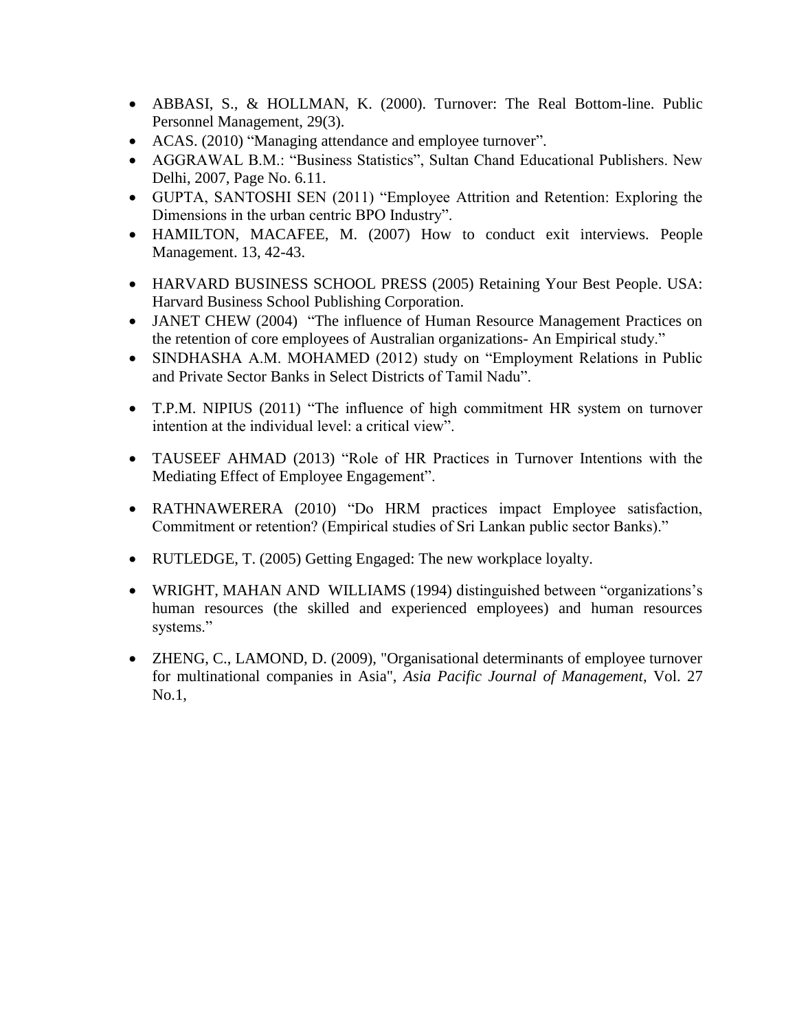- ABBASI, S., & HOLLMAN, K. (2000). Turnover: The Real Bottom-line. Public Personnel Management, 29(3).
- ACAS. (2010) "Managing attendance and employee turnover".
- AGGRAWAL B.M.: "Business Statistics", Sultan Chand Educational Publishers. New Delhi, 2007, Page No. 6.11.
- GUPTA, SANTOSHI SEN (2011) "Employee Attrition and Retention: Exploring the Dimensions in the urban centric BPO Industry".
- HAMILTON, MACAFEE, M. (2007) How to conduct exit interviews. People Management. 13, 42-43.
- HARVARD BUSINESS SCHOOL PRESS (2005) Retaining Your Best People. USA: Harvard Business School Publishing Corporation.
- JANET CHEW (2004) "The influence of Human Resource Management Practices on the retention of core employees of Australian organizations- An Empirical study."
- SINDHASHA A.M. MOHAMED (2012) study on "Employment Relations in Public and Private Sector Banks in Select Districts of Tamil Nadu".
- T.P.M. NIPIUS (2011) "The influence of high commitment HR system on turnover intention at the individual level: a critical view".
- TAUSEEF AHMAD (2013) "Role of HR Practices in Turnover Intentions with the Mediating Effect of Employee Engagement".
- RATHNAWERERA (2010) "Do HRM practices impact Employee satisfaction, Commitment or retention? (Empirical studies of Sri Lankan public sector Banks)."
- RUTLEDGE, T. (2005) Getting Engaged: The new workplace loyalty.
- WRIGHT, MAHAN AND WILLIAMS (1994) distinguished between "organizations's human resources (the skilled and experienced employees) and human resources systems."
- ZHENG, C., LAMOND, D. (2009), "Organisational determinants of employee turnover for multinational companies in Asia", *Asia Pacific Journal of Management*, Vol. 27 No.1,